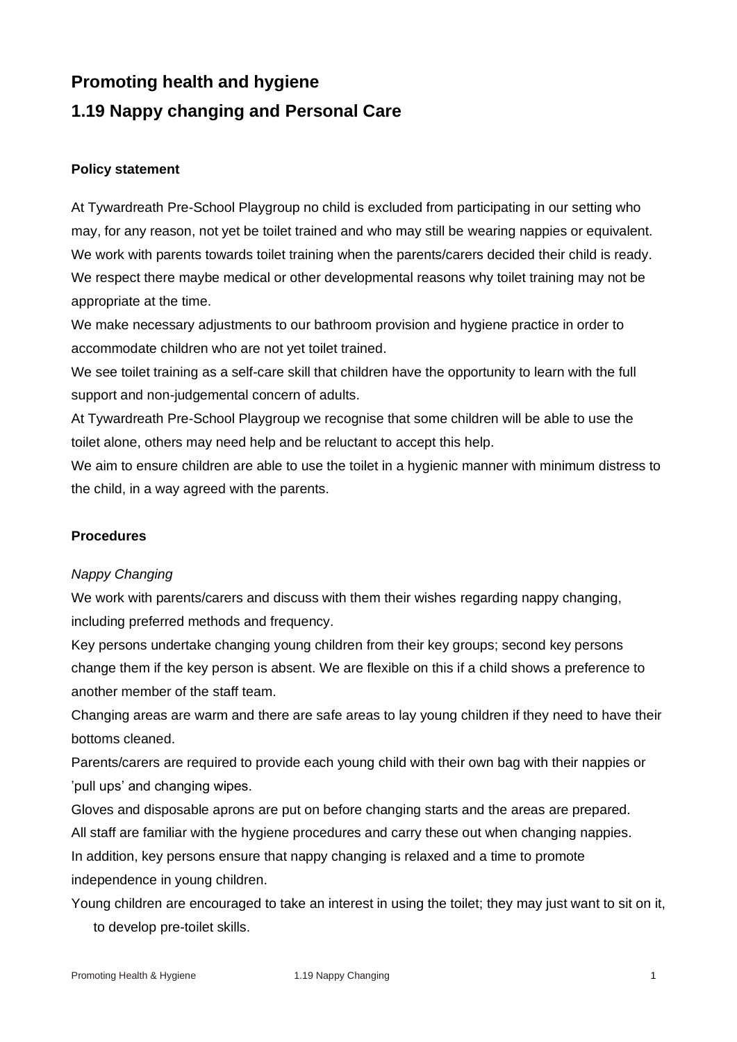# Promoting health and hygiene

# 1.19 Nappy changing and Personal Care

**Policy statement**

At Tywardreath Pre-School Playgroup no child is excluded from participating in our setting who may, for any reason, not yet be toilet trained and who may still be wearing nappies or equivalent. We work with parents towards toilet training when the parents/carers decided their child is ready. We respect there maybe medical or other developmental reasons why toilet training may not be appropriate at the time.

We make necessary adjustments to our bathroom provision and hygiene practice in order to accommodate children who are not yet toilet trained.

We see toilet training as a self-care skill that children have the opportunity to learn with the full support and non-judgemental concern of adults.

At Tywardreath Pre-School Playgroup we recognise that some children will be able to use the toilet alone, others may need help and be reluctant to accept this help.

We aim to ensure children are able to use the toilet in a hygienic manner with minimum distress to the child, in a way agreed with the parents.

**Procedures**

*Nappy Changing*

We work with parents/carers and discuss with them their wishes regarding nappy changing, including preferred methods and frequency.

Key persons undertake changing young children from their key groups; second key persons change them if the key person is absent. We are flexible on this if a child shows a preference to another member of the staff team.

Changing areas are warm and there are safe areas to lay young children if they need to have their bottoms cleaned.

Parents/carers are required to provide each young child with their own bag with their nappies or 'pull ups' and changing wipes.

Gloves and disposable aprons are put on before changing starts and the areas are prepared.

All staff are familiar with the hygiene procedures and carry these out when changing nappies.

In addition, key persons ensure that nappy changing is relaxed and a time to promote independence in young children.

Young children are encouraged to take an interest in using the toilet; they may just want to sit on it, to develop pre-toilet skills.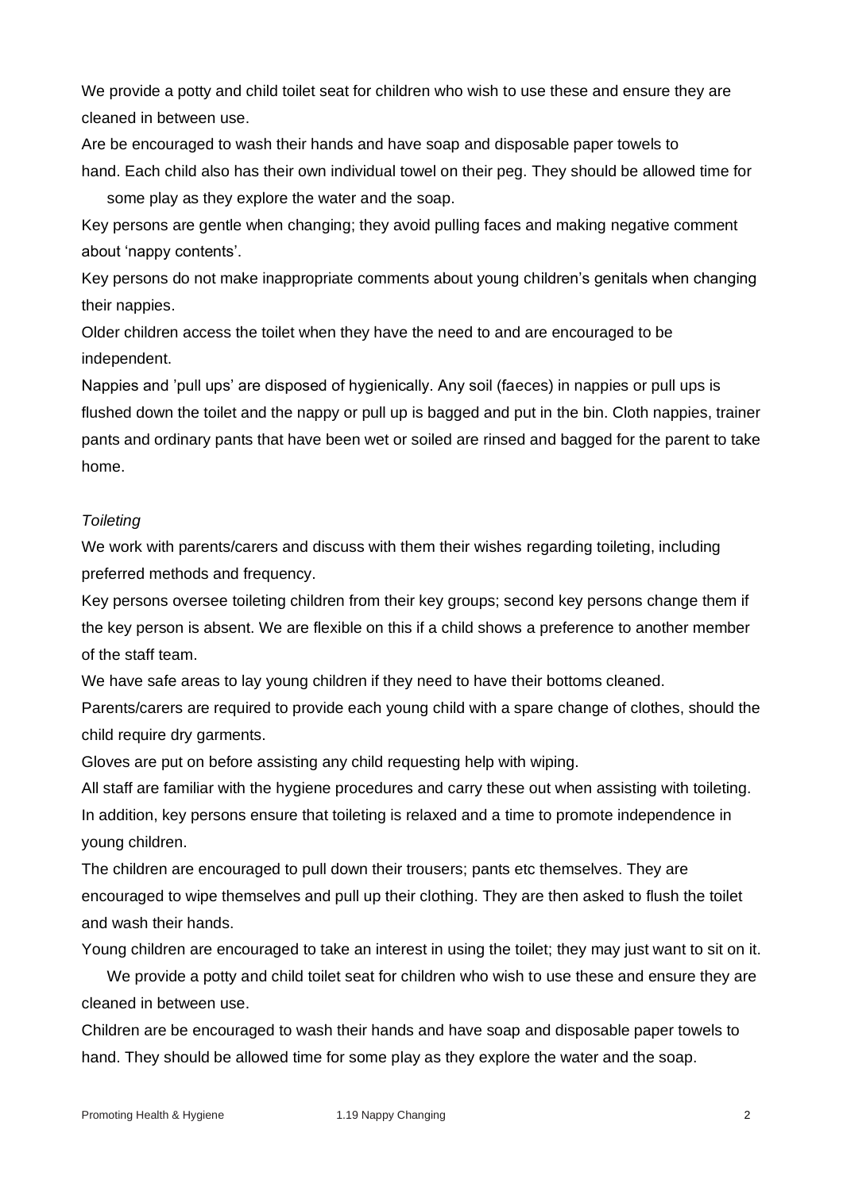We provide a potty and child toilet seat for children who wish to use these and ensure they are cleaned in between use.

Are be encouraged to wash their hands and have soap and disposable paper towels to hand. Each child also has their own individual towel on their peg. They should be allowed time for some play as they explore the water and the soap.

Key persons are gentle when changing; they avoid pulling faces and making negative comment about 'nappy contents'.

Key persons do not make inappropriate comments about young children's genitals when changing their nappies.

Older children access the toilet when they have the need to and are encouraged to be independent.

Nappies and 'pull ups' are disposed of hygienically. Any soil (faeces) in nappies or pull ups is flushed down the toilet and the nappy or pull up is bagged and put in the bin. Cloth nappies, trainer pants and ordinary pants that have been wet or soiled are rinsed and bagged for the parent to take home.

*Toileting*

We work with parents/carers and discuss with them their wishes regarding toileting, including preferred methods and frequency.

Key persons oversee toileting children from their key groups; second key persons change them if the key person is absent. We are flexible on this if a child shows a preference to another member of the staff team.

We have safe areas to lay young children if they need to have their bottoms cleaned.

Parents/carers are required to provide each young child with a spare change of clothes, should the child require dry garments.

Gloves are put on before assisting any child requesting help with wiping.

All staff are familiar with the hygiene procedures and carry these out when assisting with toileting. In addition, key persons ensure that toileting is relaxed and a time to promote independence in young children.

The children are encouraged to pull down their trousers; pants etc themselves. They are encouraged to wipe themselves and pull up their clothing. They are then asked to flush the toilet and wash their hands.

Young children are encouraged to take an interest in using the toilet; they may just want to sit on it.

We provide a potty and child toilet seat for children who wish to use these and ensure they are cleaned in between use.

Children are be encouraged to wash their hands and have soap and disposable paper towels to hand. They should be allowed time for some play as they explore the water and the soap.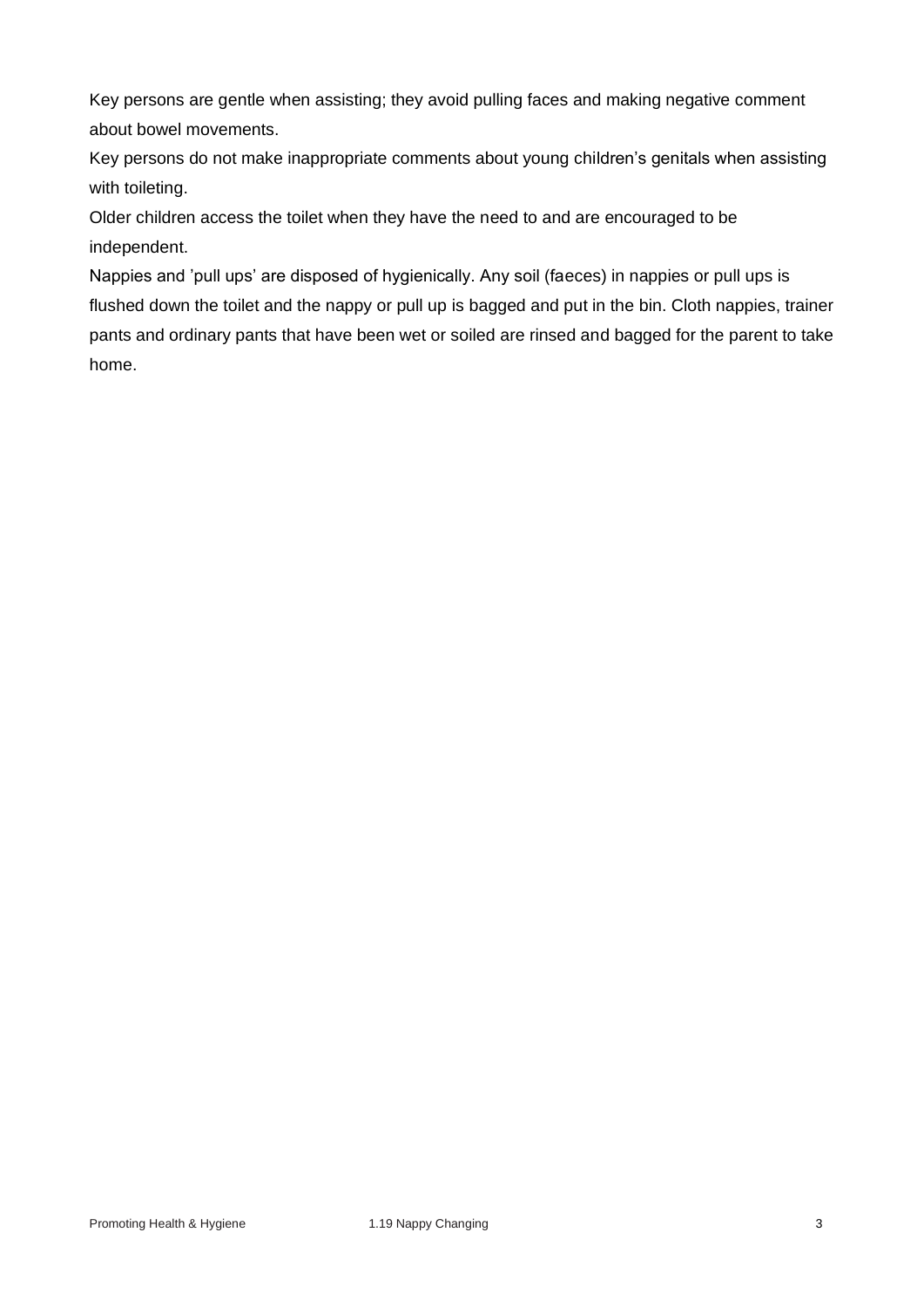Key persons are gentle when assisting; they avoid pulling faces and making negative comment about bowel movements.

Key persons do not make inappropriate comments about young children's genitals when assisting with toileting.

Older children access the toilet when they have the need to and are encouraged to be independent.

Nappies and 'pull ups' are disposed of hygienically. Any soil (faeces) in nappies or pull ups is flushed down the toilet and the nappy or pull up is bagged and put in the bin. Cloth nappies, trainer pants and ordinary pants that have been wet or soiled are rinsed and bagged for the parent to take home.